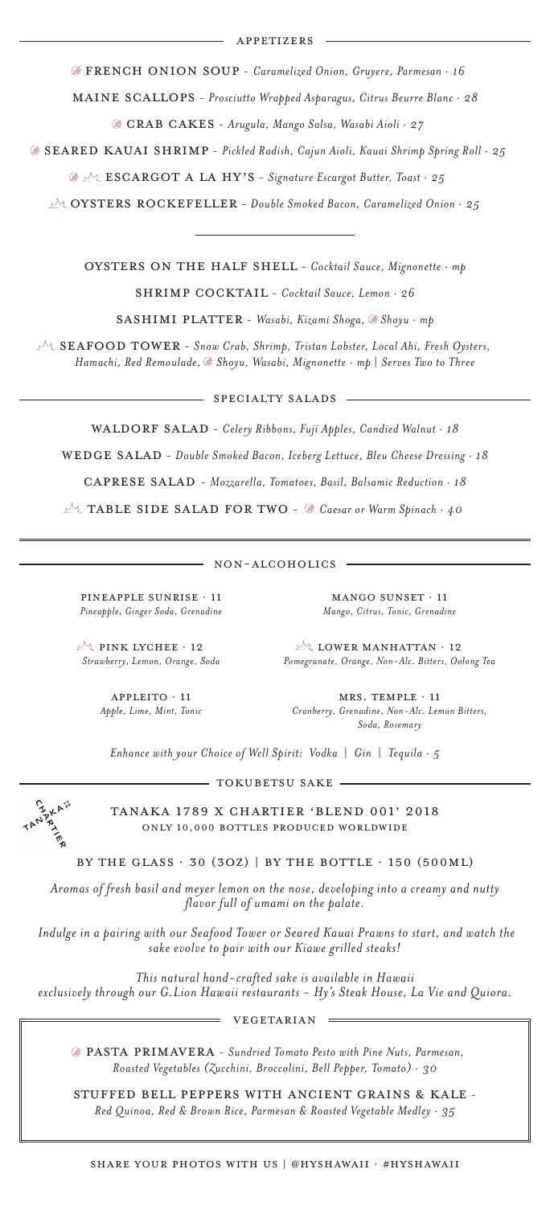## APPETIZERS

FRENCH ONION SOUP - *Caramelized Onion, Gruyere, Parmesan · 16*

MAINE SCALLOPS - *Prosciutto Wrapped Asparagus, Citrus Beurre Blanc · 28*

CRAB CAKES - *Arugula, Mango Salsa, Wasabi Aioli · 27*

SEARED KAUAI SHRIMP - *Pickled Radish, Cajun Aioli, Kauai Shrimp Spring Roll · 25*

ESCARGOT A LA HY'S - *Signature Escargot Butter, Toast · 25*

OYSTERS ROCKEFELLER - *Double Smoked Bacon, Caramelized Onion · 25*

---

OYSTERS ON THE HALF SHELL - *Cocktail Sauce, Mignonette · mp*

SHRIMP COCKTAIL - *Cocktail Sauce, Lemon · 26*

SASHIMI PLATTER - *Wasabi, Kizami Shoga, Shoyu · mp*

SEAFOOD TOWER - *Snow Crab, Shrimp, Tristan Lobster, Local Ahi, Fresh Oysters, Hamachi, Red Remoulade, Shoyu, Wasabi, Mignonette · mp | Serves Two to Three*

## SPECIALTY SALADS

WALDORF SALAD - *Celery Ribbons, Fuji Apples, Candied Walnut · 18*

WEDGE SALAD - *Double Smoked Bacon, Iceberg Lettuce, Bleu Cheese Dressing · 18*

CAPRESE SALAD - *Mozzarella, Tomatoes, Basil, Balsamic Reduction · 18*

TABLE SIDE SALAD FOR TWO - *Caesar or Warm Spinach · 40*

## NON-ALCOHOLICS

PINEAPPLE SUNRISE · 11
*Pineapple, Ginger Soda, Grenadine*

MANGO SUNSET · 11
*Mango, Citrus, Tonic, Grenadine*

PINK LYCHEE · 12
*Strawberry, Lemon, Orange, Soda*

LOWER MANHATTAN · 12
*Pomegranate, Orange, Non-Alc. Bitters, Oolong Tea*

APPLEITO · 11
*Apple, Lime, Mint, Tonic*

MRS. TEMPLE · 11
*Cranberry, Grenadine, Non-Alc. Lemon Bitters, Soda, Rosemary*

*Enhance with your Choice of Well Spirit: Vodka | Gin | Tequila · 5*

## TOKUBETSU SAKE

TANAKA 1789 X CHARTIER 'BLEND 001' 2018
ONLY 10,000 BOTTLES PRODUCED WORLDWIDE

BY THE GLASS · 30 (3OZ) | BY THE BOTTLE · 150 (500ML)

*Aromas of fresh basil and meyer lemon on the nose, developing into a creamy and nutty flavor full of umami on the palate.*

*Indulge in a pairing with our Seafood Tower or Seared Kauai Prawns to start, and watch the sake evolve to pair with our Kiawe grilled steaks!*

*This natural hand-crafted sake is available in Hawaii exclusively through our G.Lion Hawaii restaurants - Hy's Steak House, La Vie and Quiora.*

## VEGETARIAN

PASTA PRIMAVERA - *Sundried Tomato Pesto with Pine Nuts, Parmesan, Roasted Vegetables (Zucchini, Broccolini, Bell Pepper, Tomato) · 30*

STUFFED BELL PEPPERS WITH ANCIENT GRAINS & KALE - *Red Quinoa, Red & Brown Rice, Parmesan & Roasted Vegetable Medley · 35*

SHARE YOUR PHOTOS WITH US | @HYSHAWAII · #HYSHAWAII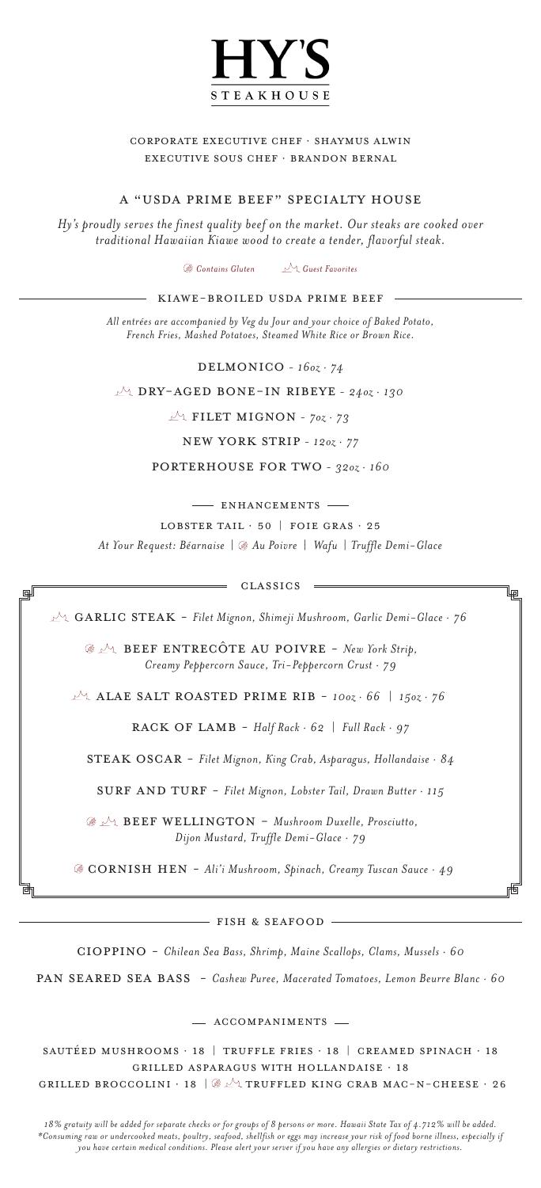# HY'S STEAKHOUSE

CORPORATE EXECUTIVE CHEF · SHAYMUS ALWIN
EXECUTIVE SOUS CHEF · BRANDON BERNAL

## A "USDA PRIME BEEF" SPECIALTY HOUSE

*Hy's proudly serves the finest quality beef on the market. Our steaks are cooked over traditional Hawaiian Kiawe wood to create a tender, flavorful steak.*

*Contains Gluten* &nbsp;&nbsp; *Guest Favorites*

## KIAWE-BROILED USDA PRIME BEEF

*All entrées are accompanied by Veg du Jour and your choice of Baked Potato, French Fries, Mashed Potatoes, Steamed White Rice or Brown Rice.*

DELMONICO - *16oz · 74*

DRY-AGED BONE-IN RIBEYE - *24oz · 130*

FILET MIGNON - *7oz · 73*

NEW YORK STRIP - *12oz · 77*

PORTERHOUSE FOR TWO - *32oz · 160*

### ENHANCEMENTS

LOBSTER TAIL · 50 | FOIE GRAS · 25

*At Your Request: Béarnaise | Au Poivre | Wafu | Truffle Demi-Glace*

## CLASSICS

GARLIC STEAK - *Filet Mignon, Shimeji Mushroom, Garlic Demi-Glace · 76*

BEEF ENTRECÔTE AU POIVRE - *New York Strip, Creamy Peppercorn Sauce, Tri-Peppercorn Crust · 79*

ALAE SALT ROASTED PRIME RIB - *10oz · 66 | 15oz · 76*

RACK OF LAMB - *Half Rack · 62 | Full Rack · 97*

STEAK OSCAR - *Filet Mignon, King Crab, Asparagus, Hollandaise · 84*

SURF AND TURF - *Filet Mignon, Lobster Tail, Drawn Butter · 115*

BEEF WELLINGTON - *Mushroom Duxelle, Prosciutto, Dijon Mustard, Truffle Demi-Glace · 79*

CORNISH HEN - *Ali'i Mushroom, Spinach, Creamy Tuscan Sauce · 49*

## FISH & SEAFOOD

CIOPPINO - *Chilean Sea Bass, Shrimp, Maine Scallops, Clams, Mussels · 60*

PAN SEARED SEA BASS - *Cashew Puree, Macerated Tomatoes, Lemon Beurre Blanc · 60*

### ACCOMPANIMENTS

SAUTÉED MUSHROOMS · 18 | TRUFFLE FRIES · 18 | CREAMED SPINACH · 18

GRILLED ASPARAGUS WITH HOLLANDAISE · 18

GRILLED BROCCOLINI · 18 | TRUFFLED KING CRAB MAC-N-CHEESE · 26

*18% gratuity will be added for separate checks or for groups of 8 persons or more. Hawaii State Tax of 4.712% will be added.*
*\*Consuming raw or undercooked meats, poultry, seafood, shellfish or eggs may increase your risk of food borne illness, especially if you have certain medical conditions. Please alert your server if you have any allergies or dietary restrictions.*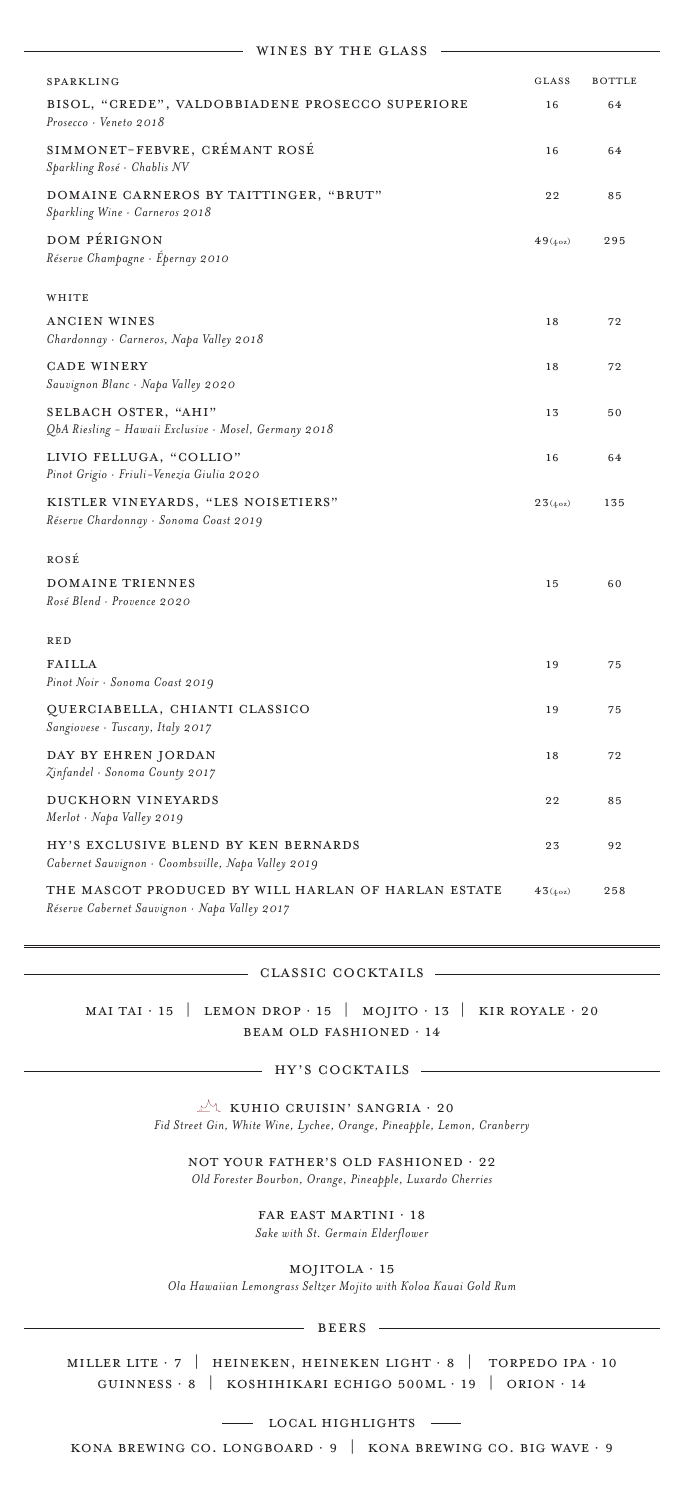## WINES BY THE GLASS

| SPARKLING | GLASS | BOTTLE |
|---|---|---|
| BISOL, "CREDE", VALDOBBIADENE PROSECCO SUPERIORE<br>*Prosecco · Veneto 2018* | 16 | 64 |
| SIMMONET-FEBVRE, CRÉMANT ROSÉ<br>*Sparkling Rosé · Chablis NV* | 16 | 64 |
| DOMAINE CARNEROS BY TAITTINGER, "BRUT"<br>*Sparkling Wine · Carneros 2018* | 22 | 85 |
| DOM PÉRIGNON<br>*Réserve Champagne · Épernay 2010* | 49(4oz) | 295 |
| **WHITE** | | |
| ANCIEN WINES<br>*Chardonnay · Carneros, Napa Valley 2018* | 18 | 72 |
| CADE WINERY<br>*Sauvignon Blanc · Napa Valley 2020* | 18 | 72 |
| SELBACH OSTER, "AHI"<br>*QbA Riesling - Hawaii Exclusive · Mosel, Germany 2018* | 13 | 50 |
| LIVIO FELLUGA, "COLLIO"<br>*Pinot Grigio · Friuli-Venezia Giulia 2020* | 16 | 64 |
| KISTLER VINEYARDS, "LES NOISETIERS"<br>*Réserve Chardonnay · Sonoma Coast 2019* | 23(4oz) | 135 |
| **ROSÉ** | | |
| DOMAINE TRIENNES<br>*Rosé Blend · Provence 2020* | 15 | 60 |
| **RED** | | |
| FAILLA<br>*Pinot Noir · Sonoma Coast 2019* | 19 | 75 |
| QUERCIABELLA, CHIANTI CLASSICO<br>*Sangiovese · Tuscany, Italy 2017* | 19 | 75 |
| DAY BY EHREN JORDAN<br>*Zinfandel · Sonoma County 2017* | 18 | 72 |
| DUCKHORN VINEYARDS<br>*Merlot · Napa Valley 2019* | 22 | 85 |
| HY'S EXCLUSIVE BLEND BY KEN BERNARDS<br>*Cabernet Sauvignon · Coombsville, Napa Valley 2019* | 23 | 92 |
| THE MASCOT PRODUCED BY WILL HARLAN OF HARLAN ESTATE<br>*Réserve Cabernet Sauvignon · Napa Valley 2017* | 43(4oz) | 258 |

## CLASSIC COCKTAILS

MAI TAI · 15 | LEMON DROP · 15 | MOJITO · 13 | KIR ROYALE · 20

BEAM OLD FASHIONED · 14

## HY'S COCKTAILS

KUHIO CRUISIN' SANGRIA · 20
*Fid Street Gin, White Wine, Lychee, Orange, Pineapple, Lemon, Cranberry*

NOT YOUR FATHER'S OLD FASHIONED · 22
*Old Forester Bourbon, Orange, Pineapple, Luxardo Cherries*

FAR EAST MARTINI · 18
*Sake with St. Germain Elderflower*

MOJITOLA · 15
*Ola Hawaiian Lemongrass Seltzer Mojito with Koloa Kauai Gold Rum*

## BEERS

MILLER LITE · 7 | HEINEKEN, HEINEKEN LIGHT · 8 | TORPEDO IPA · 10

GUINNESS · 8 | KOSHIHIKARI ECHIGO 500ML · 19 | ORION · 14

### LOCAL HIGHLIGHTS

KONA BREWING CO. LONGBOARD · 9 | KONA BREWING CO. BIG WAVE · 9